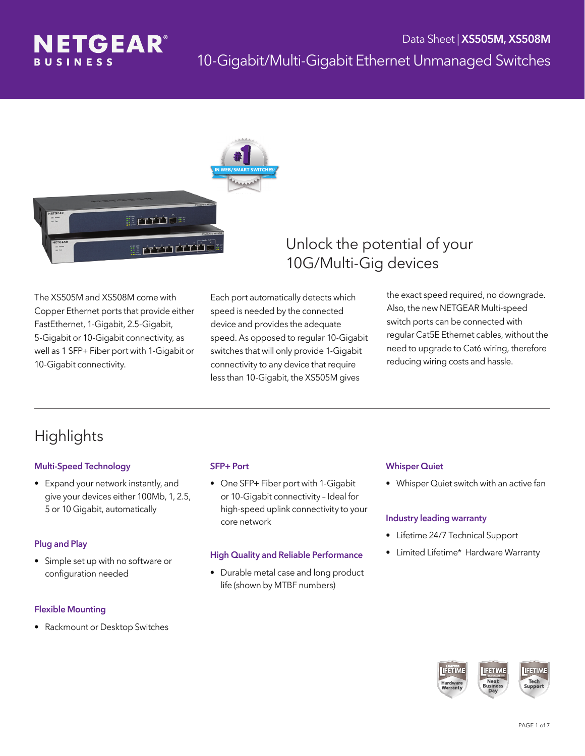# NETGEAR BUSINESS

Data Sheet | **XS505M, XS508M**

10-Gigabit/Multi-Gigabit Ethernet Unmanaged Switches

## Unlock the potential of your 10G/Multi-Gig devices

The XS505M and XS508M come with Copper Ethernet ports that provide either FastEthernet, 1-Gigabit, 2.5-Gigabit, 5-Gigabit or 10-Gigabit connectivity, as well as 1 SFP+ Fiber port with 1-Gigabit or 10-Gigabit connectivity.

Each port automatically detects which speed is needed by the connected device and provides the adequate speed. As opposed to regular 10-Gigabit switches that will only provide 1-Gigabit connectivity to any device that require less than 10-Gigabit, the XS505M gives the exact speed required, no downgrade. Also, the new NETGEAR Multi-speed switch ports can be connected with regular Cat5E Ethernet cables, without the need to upgrade to Cat6 wiring, therefore reducing wiring costs and hassle.

## Highlights

### Multi-Speed Technology

- Expand your network instantly, and give your devices either 100Mb, 1, 2.5, 5 or 10 Gigabit, automatically

### Plug and Play

- Simple set up with no software or configuration needed

### Flexible Mounting

- Rackmount or Desktop Switches

### SFP+ Port

- One SFP+ Fiber port with 1-Gigabit or 10-Gigabit connectivity – Ideal for high-speed uplink connectivity to your core network

### High Quality and Reliable Performance

- Durable metal case and long product life (shown by MTBF numbers)

### Whisper Quiet

- Whisper Quiet switch with an active fan

### Industry leading warranty

- Lifetime 24/7 Technical Support
- Limited Lifetime* Hardware Warranty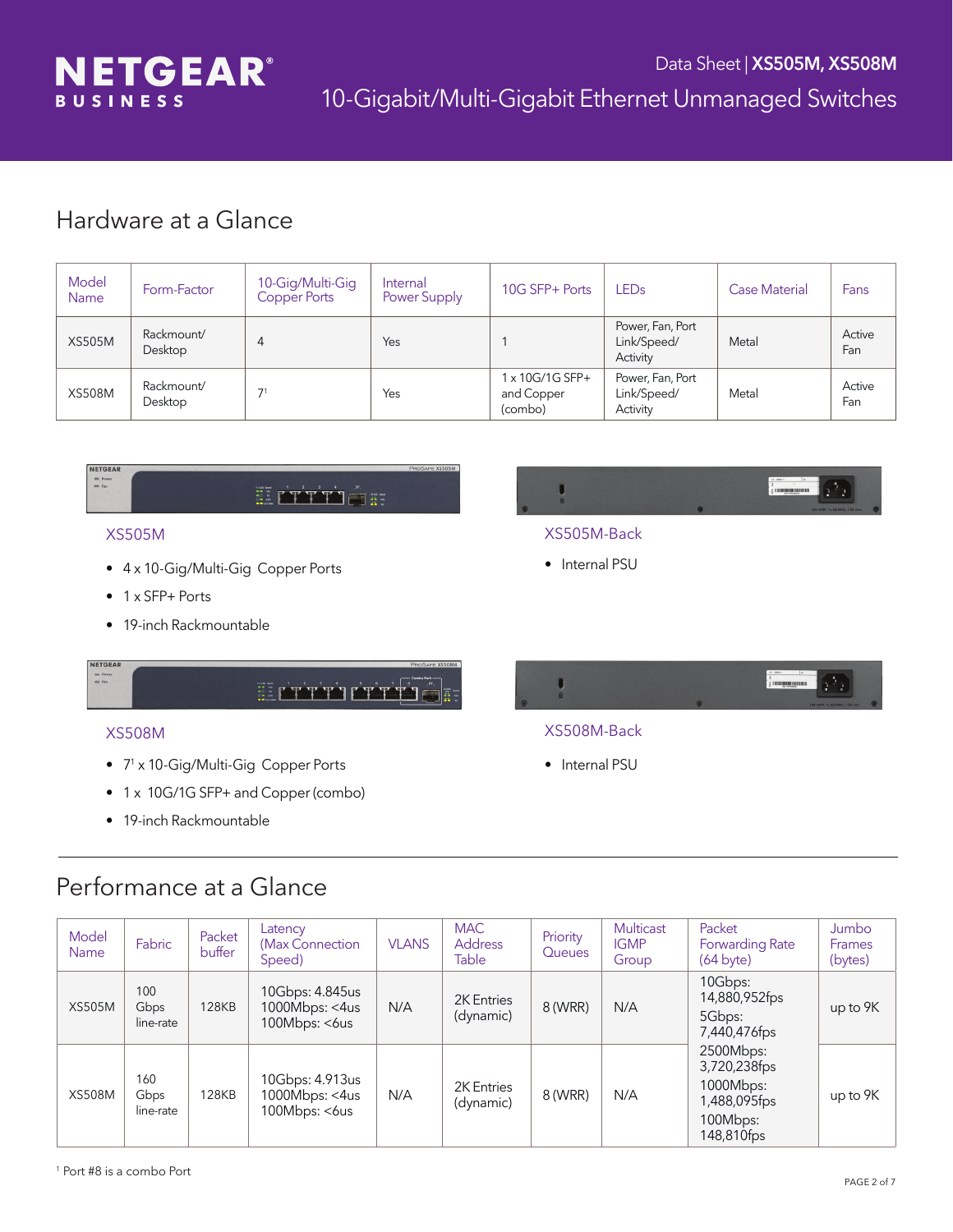## Hardware at a Glance

| Model Name | Form-Factor | 10-Gig/Multi-Gig Copper Ports | Internal Power Supply | 10G SFP+ Ports | LEDs | Case Material | Fans |
|---|---|---|---|---|---|---|---|
| XS505M | Rackmount/ Desktop | 4 | Yes | 1 | Power, Fan, Port Link/Speed/ Activity | Metal | Active Fan |
| XS508M | Rackmount/ Desktop | 7[1] | Yes | 1 x 10G/1G SFP+ and Copper (combo) | Power, Fan, Port Link/Speed/ Activity | Metal | Active Fan |

### XS505M

- 4 x 10-Gig/Multi-Gig Copper Ports
- 1 x SFP+ Ports
- 19-inch Rackmountable

### XS505M-Back

- Internal PSU

### XS508M

- 7[1] x 10-Gig/Multi-Gig Copper Ports
- 1 x 10G/1G SFP+ and Copper (combo)
- 19-inch Rackmountable

### XS508M-Back

- Internal PSU

## Performance at a Glance

| Model Name | Fabric | Packet buffer | Latency (Max Connection Speed) | VLANS | MAC Address Table | Priority Queues | Multicast IGMP Group | Packet Forwarding Rate (64 byte) | Jumbo Frames (bytes) |
|---|---|---|---|---|---|---|---|---|---|
| XS505M | 100 Gbps line-rate | 128KB | 10Gbps: 4.845us<br>1000Mbps: <4us<br>100Mbps: <6us | N/A | 2K Entries (dynamic) | 8 (WRR) | N/A | 10Gbps: 14,880,952fps<br>5Gbps: 7,440,476fps<br>2500Mbps: 3,720,238fps<br>1000Mbps: 1,488,095fps<br>100Mbps: 148,810fps | up to 9K |
| XS508M | 160 Gbps line-rate | 128KB | 10Gbps: 4.913us<br>1000Mbps: <4us<br>100Mbps: <6us | N/A | 2K Entries (dynamic) | 8 (WRR) | N/A | | up to 9K |

[1] Port #8 is a combo Port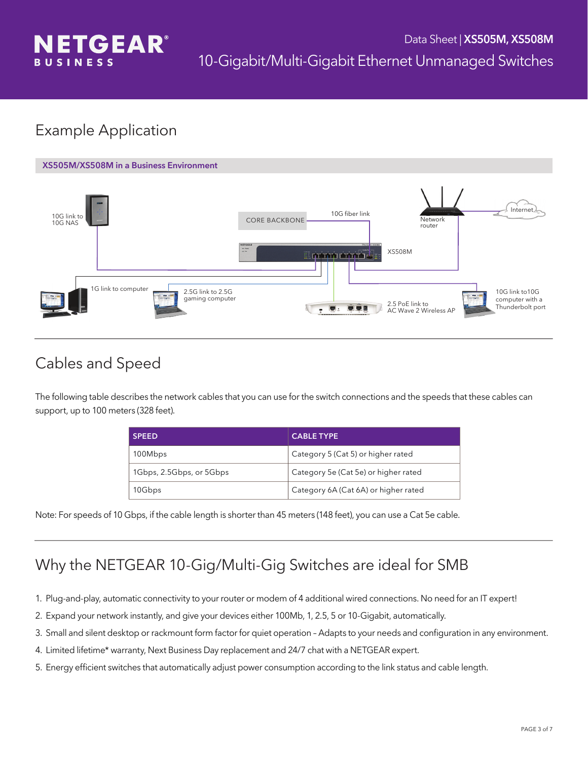## Example Application

**XS505M/XS508M in a Business Environment**

10G link to 10G NAS

CORE BACKBONE

10G fiber link

Network router

Internet

XS508M

1G link to computer

2.5G link to 2.5G gaming computer

2.5 PoE link to AC Wave 2 Wireless AP

10G link to10G computer with a Thunderbolt port

## Cables and Speed

The following table describes the network cables that you can use for the switch connections and the speeds that these cables can support, up to 100 meters (328 feet).

| SPEED | CABLE TYPE |
| --- | --- |
| 100Mbps | Category 5 (Cat 5) or higher rated |
| 1Gbps, 2.5Gbps, or 5Gbps | Category 5e (Cat 5e) or higher rated |
| 10Gbps | Category 6A (Cat 6A) or higher rated |

Note: For speeds of 10 Gbps, if the cable length is shorter than 45 meters (148 feet), you can use a Cat 5e cable.

## Why the NETGEAR 10-Gig/Multi-Gig Switches are ideal for SMB

1. Plug-and-play, automatic connectivity to your router or modem of 4 additional wired connections. No need for an IT expert!
2. Expand your network instantly, and give your devices either 100Mb, 1, 2.5, 5 or 10-Gigabit, automatically.
3. Small and silent desktop or rackmount form factor for quiet operation – Adapts to your needs and configuration in any environment.
4. Limited lifetime* warranty, Next Business Day replacement and 24/7 chat with a NETGEAR expert.
5. Energy efficient switches that automatically adjust power consumption according to the link status and cable length.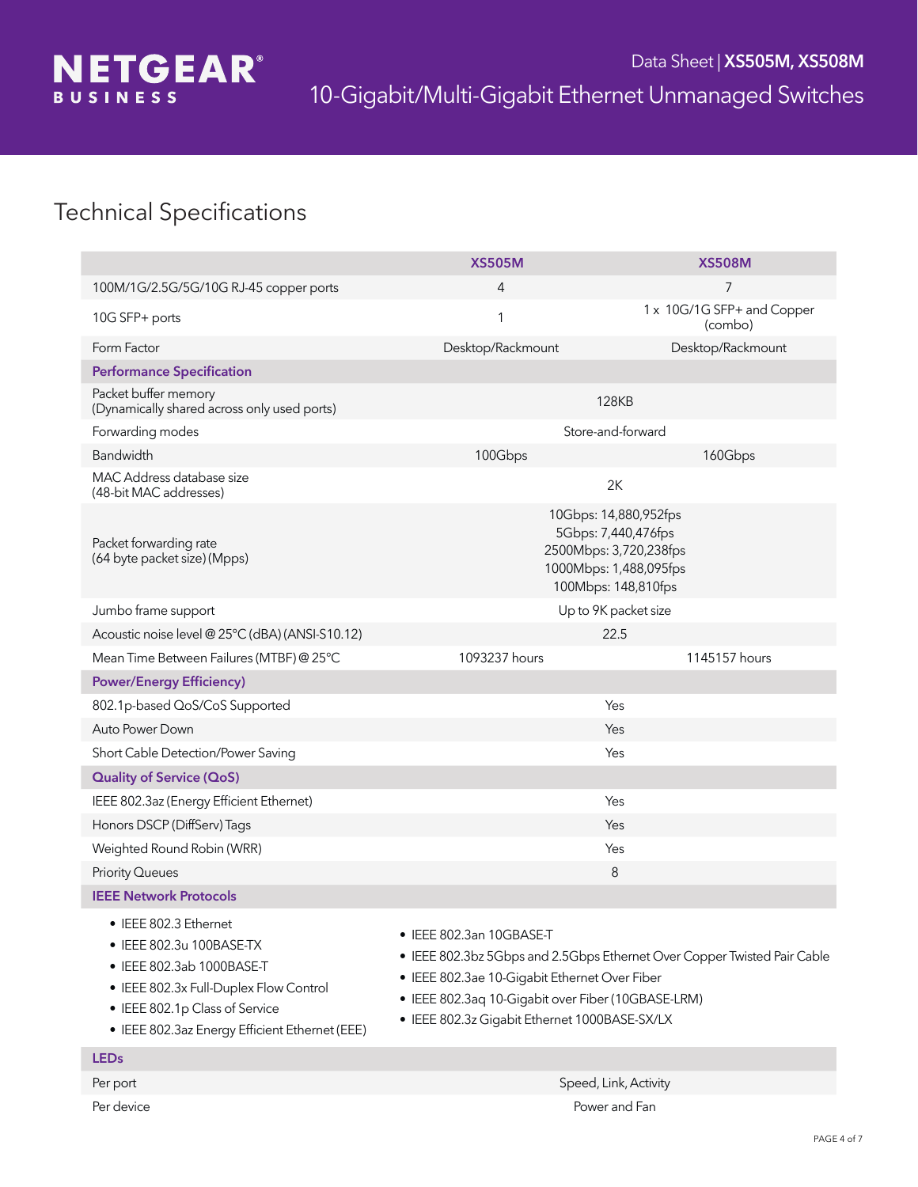# Technical Specifications

| | XS505M | XS508M |
|---|---|---|
| 100M/1G/2.5G/5G/10G RJ-45 copper ports | 4 | 7 |
| 10G SFP+ ports | 1 | 1 x 10G/1G SFP+ and Copper (combo) |
| Form Factor | Desktop/Rackmount | Desktop/Rackmount |
| **Performance Specification** | | |
| Packet buffer memory (Dynamically shared across only used ports) | 128KB | |
| Forwarding modes | Store-and-forward | |
| Bandwidth | 100Gbps | 160Gbps |
| MAC Address database size (48-bit MAC addresses) | 2K | |
| Packet forwarding rate (64 byte packet size) (Mpps) | 10Gbps: 14,880,952fps<br>5Gbps: 7,440,476fps<br>2500Mbps: 3,720,238fps<br>1000Mbps: 1,488,095fps<br>100Mbps: 148,810fps | |
| Jumbo frame support | Up to 9K packet size | |
| Acoustic noise level @ 25°C (dBA) (ANSI-S10.12) | 22.5 | |
| Mean Time Between Failures (MTBF) @ 25°C | 1093237 hours | 1145157 hours |
| **Power/Energy Efficiency)** | | |
| 802.1p-based QoS/CoS Supported | Yes | |
| Auto Power Down | Yes | |
| Short Cable Detection/Power Saving | Yes | |
| **Quality of Service (QoS)** | | |
| IEEE 802.3az (Energy Efficient Ethernet) | Yes | |
| Honors DSCP (DiffServ) Tags | Yes | |
| Weighted Round Robin (WRR) | Yes | |
| Priority Queues | 8 | |

**IEEE Network Protocols**

- IEEE 802.3 Ethernet
- IEEE 802.3u 100BASE-TX
- IEEE 802.3ab 1000BASE-T
- IEEE 802.3x Full-Duplex Flow Control
- IEEE 802.1p Class of Service
- IEEE 802.3az Energy Efficient Ethernet (EEE)
- IEEE 802.3an 10GBASE-T
- IEEE 802.3bz 5Gbps and 2.5Gbps Ethernet Over Copper Twisted Pair Cable
- IEEE 802.3ae 10-Gigabit Ethernet Over Fiber
- IEEE 802.3aq 10-Gigabit over Fiber (10GBASE-LRM)
- IEEE 802.3z Gigabit Ethernet 1000BASE-SX/LX

| **LEDs** | |
|---|---|
| Per port | Speed, Link, Activity |
| Per device | Power and Fan |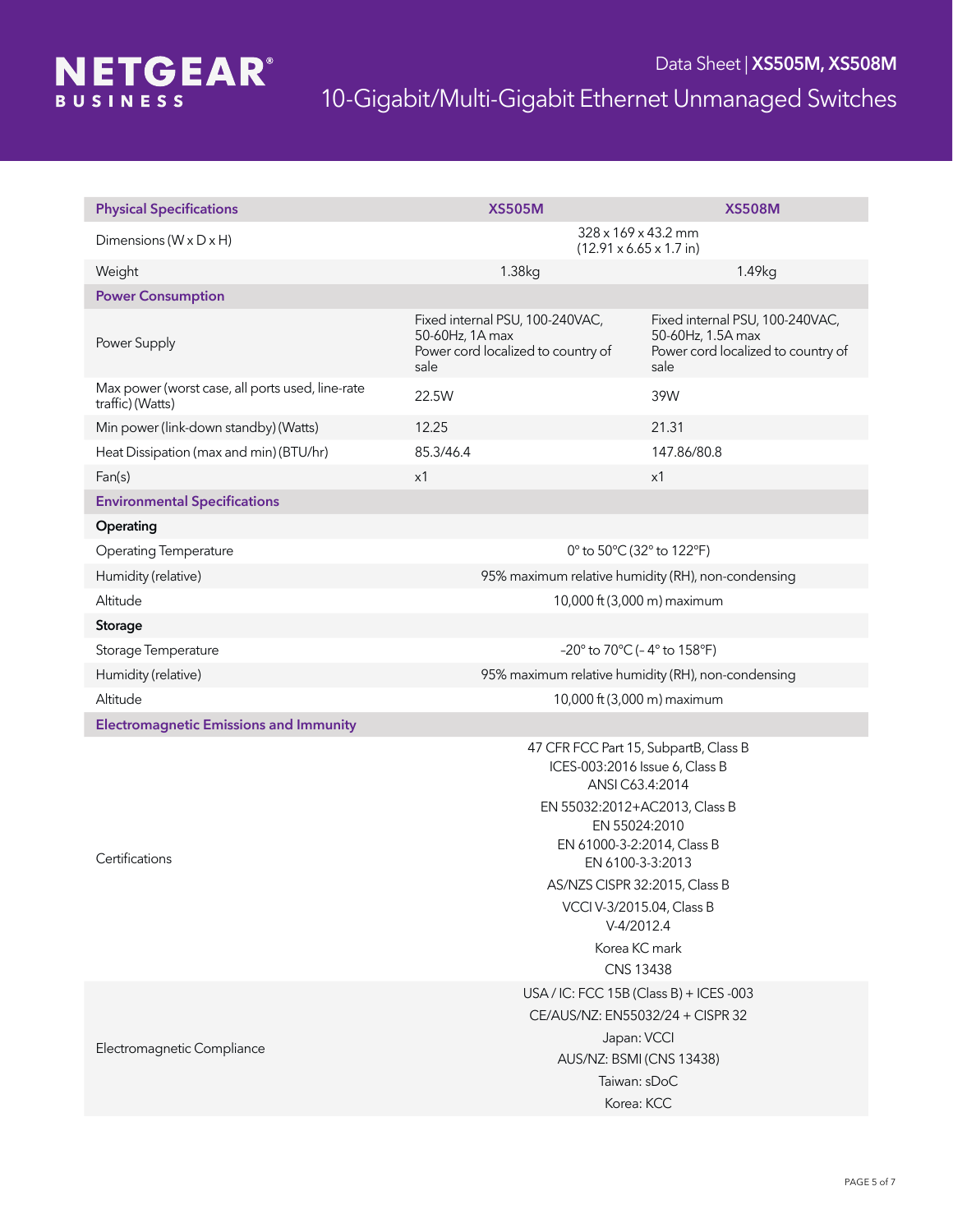| Physical Specifications | XS505M | XS508M |
| --- | --- | --- |
| Dimensions (W x D x H) | 328 x 169 x 43.2 mm (12.91 x 6.65 x 1.7 in) | |
| Weight | 1.38kg | 1.49kg |
| **Power Consumption** | | |
| Power Supply | Fixed internal PSU, 100-240VAC, 50-60Hz, 1A max<br>Power cord localized to country of sale | Fixed internal PSU, 100-240VAC, 50-60Hz, 1.5A max<br>Power cord localized to country of sale |
| Max power (worst case, all ports used, line-rate traffic) (Watts) | 22.5W | 39W |
| Min power (link-down standby) (Watts) | 12.25 | 21.31 |
| Heat Dissipation (max and min) (BTU/hr) | 85.3/46.4 | 147.86/80.8 |
| Fan(s) | x1 | x1 |
| **Environmental Specifications** | | |
| **Operating** | | |
| Operating Temperature | 0° to 50°C (32° to 122°F) | |
| Humidity (relative) | 95% maximum relative humidity (RH), non-condensing | |
| Altitude | 10,000 ft (3,000 m) maximum | |
| **Storage** | | |
| Storage Temperature | -20° to 70°C (- 4° to 158°F) | |
| Humidity (relative) | 95% maximum relative humidity (RH), non-condensing | |
| Altitude | 10,000 ft (3,000 m) maximum | |
| **Electromagnetic Emissions and Immunity** | | |
| Certifications | 47 CFR FCC Part 15, SubpartB, Class B<br>ICES-003:2016 Issue 6, Class B<br>ANSI C63.4:2014<br>EN 55032:2012+AC2013, Class B<br>EN 55024:2010<br>EN 61000-3-2:2014, Class B<br>EN 6100-3-3:2013<br>AS/NZS CISPR 32:2015, Class B<br>VCCI V-3/2015.04, Class B<br>V-4/2012.4<br>Korea KC mark<br>CNS 13438 | |
| Electromagnetic Compliance | USA / IC: FCC 15B (Class B) + ICES -003<br>CE/AUS/NZ: EN55032/24 + CISPR 32<br>Japan: VCCI<br>AUS/NZ: BSMI (CNS 13438)<br>Taiwan: sDoC<br>Korea: KCC | |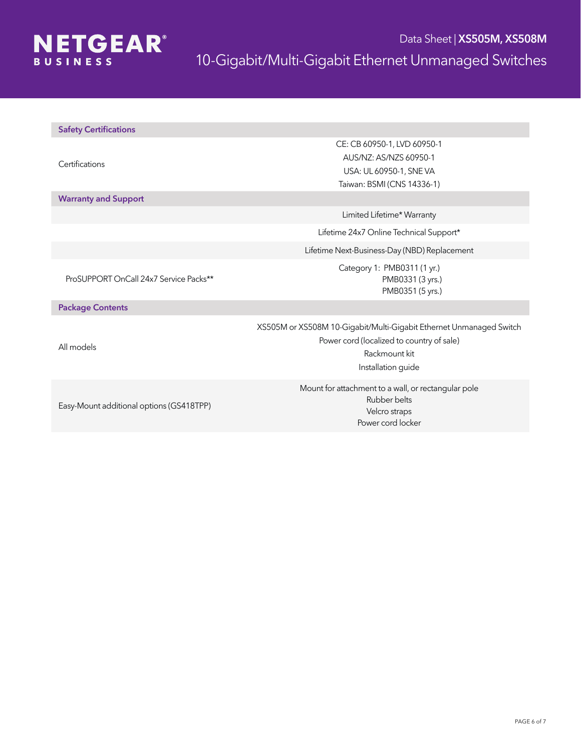| Safety Certifications | |
|---|---|
| Certifications | CE: CB 60950-1, LVD 60950-1<br>AUS/NZ: AS/NZS 60950-1<br>USA: UL 60950-1, SNE VA<br>Taiwan: BSMI (CNS 14336-1) |
| **Warranty and Support** | |
| | Limited Lifetime* Warranty |
| | Lifetime 24x7 Online Technical Support* |
| | Lifetime Next-Business-Day (NBD) Replacement |
| ProSUPPORT OnCall 24x7 Service Packs** | Category 1: PMB0311 (1 yr.)<br>PMB0331 (3 yrs.)<br>PMB0351 (5 yrs.) |
| **Package Contents** | |
| All models | XS505M or XS508M 10-Gigabit/Multi-Gigabit Ethernet Unmanaged Switch<br>Power cord (localized to country of sale)<br>Rackmount kit<br>Installation guide |
| Easy-Mount additional options (GS418TPP) | Mount for attachment to a wall, or rectangular pole<br>Rubber belts<br>Velcro straps<br>Power cord locker |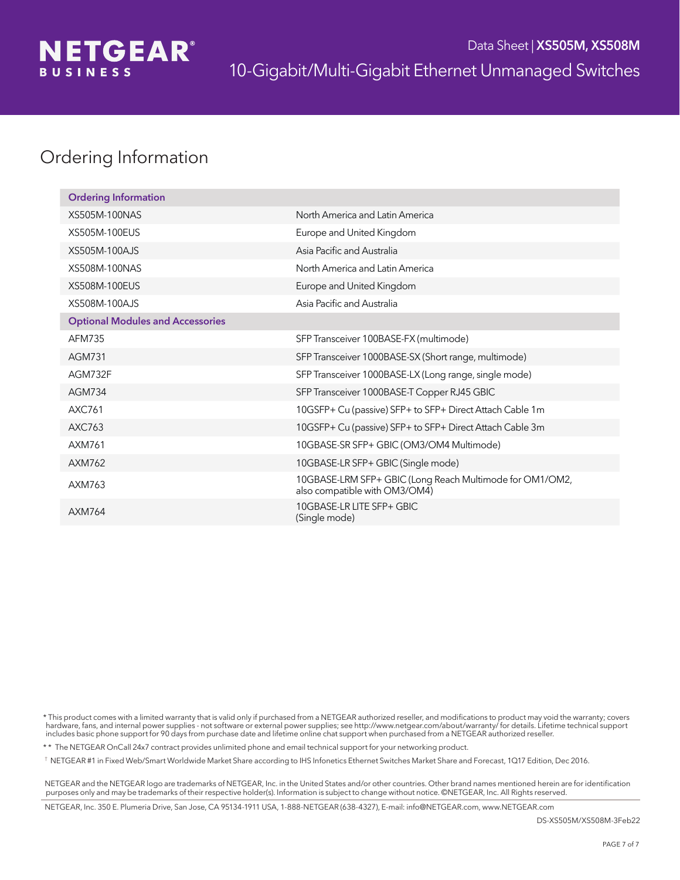## Ordering Information

| Ordering Information | |
|---|---|
| XS505M-100NAS | North America and Latin America |
| XS505M-100EUS | Europe and United Kingdom |
| XS505M-100AJS | Asia Pacific and Australia |
| XS508M-100NAS | North America and Latin America |
| XS508M-100EUS | Europe and United Kingdom |
| XS508M-100AJS | Asia Pacific and Australia |
| **Optional Modules and Accessories** | |
| AFM735 | SFP Transceiver 100BASE-FX (multimode) |
| AGM731 | SFP Transceiver 1000BASE-SX (Short range, multimode) |
| AGM732F | SFP Transceiver 1000BASE-LX (Long range, single mode) |
| AGM734 | SFP Transceiver 1000BASE-T Copper RJ45 GBIC |
| AXC761 | 10GSFP+ Cu (passive) SFP+ to SFP+ Direct Attach Cable 1m |
| AXC763 | 10GSFP+ Cu (passive) SFP+ to SFP+ Direct Attach Cable 3m |
| AXM761 | 10GBASE-SR SFP+ GBIC (OM3/OM4 Multimode) |
| AXM762 | 10GBASE-LR SFP+ GBIC (Single mode) |
| AXM763 | 10GBASE-LRM SFP+ GBIC (Long Reach Multimode for OM1/OM2, also compatible with OM3/OM4) |
| AXM764 | 10GBASE-LR LITE SFP+ GBIC (Single mode) |

* This product comes with a limited warranty that is valid only if purchased from a NETGEAR authorized reseller, and modifications to product may void the warranty; covers hardware, fans, and internal power supplies - not software or external power supplies; see http://www.netgear.com/about/warranty/ for details. Lifetime technical support includes basic phone support for 90 days from purchase date and lifetime online chat support when purchased from a NETGEAR authorized reseller.

** The NETGEAR OnCall 24x7 contract provides unlimited phone and email technical support for your networking product.

† NETGEAR #1 in Fixed Web/Smart Worldwide Market Share according to IHS Infonetics Ethernet Switches Market Share and Forecast, 1Q17 Edition, Dec 2016.

NETGEAR and the NETGEAR logo are trademarks of NETGEAR, Inc. in the United States and/or other countries. Other brand names mentioned herein are for identification purposes only and may be trademarks of their respective holder(s). Information is subject to change without notice. ©NETGEAR, Inc. All Rights reserved.

NETGEAR, Inc. 350 E. Plumeria Drive, San Jose, CA 95134-1911 USA, 1-888-NETGEAR (638-4327), E-mail: info@NETGEAR.com, www.NETGEAR.com

DS-XS505M/XS508M-3Feb22